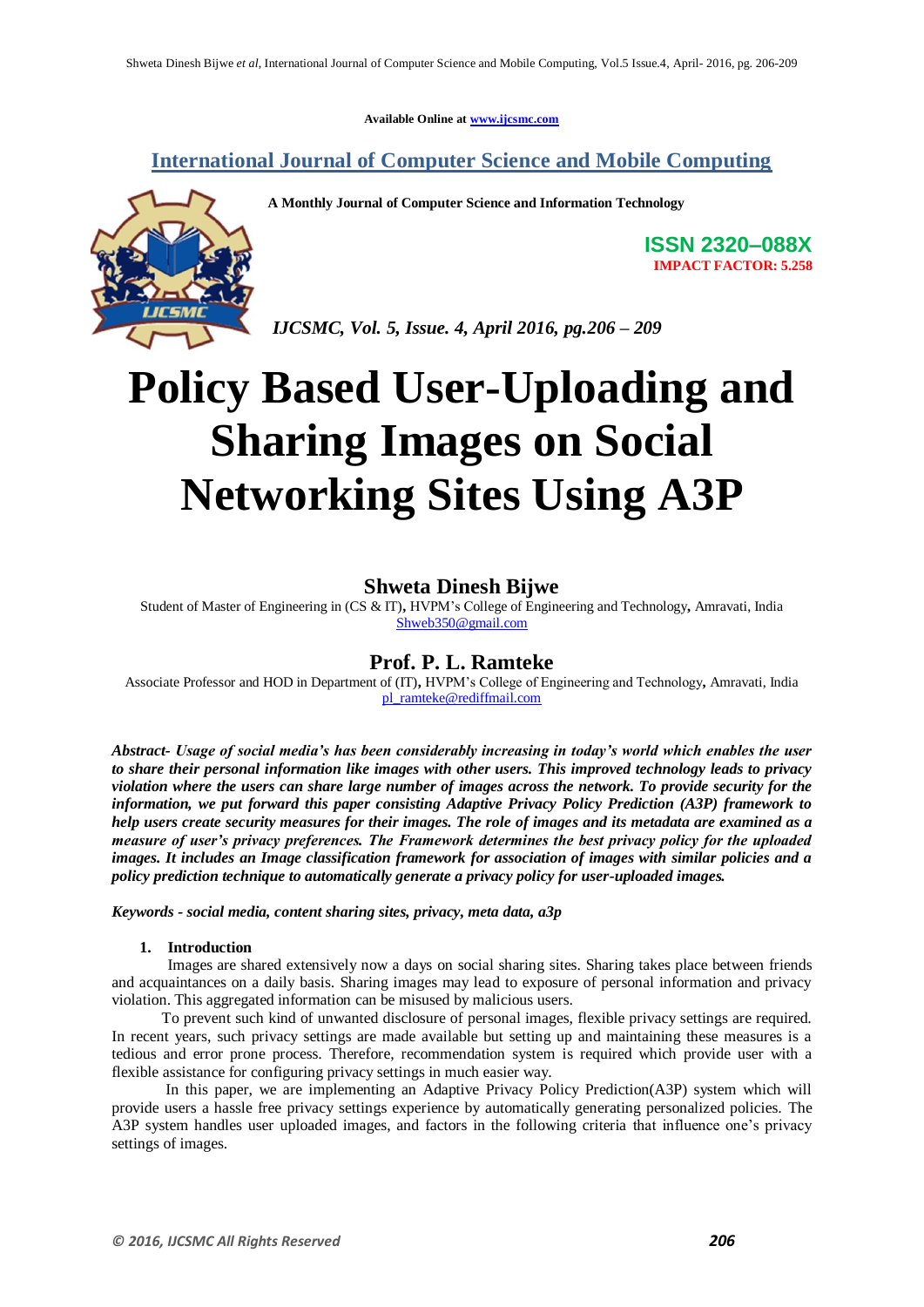Available Online at www.ijcsmc.com

# International Journal of Computer Science and Mobile Computing

A Monthly Journal of Computer Science and Information Technology

**ISSN 2320–088X**
**IMPACT FACTOR: 5.258**

*IJCSMC, Vol. 5, Issue. 4, April 2016, pg.206 – 209*

# Policy Based User-Uploading and Sharing Images on Social Networking Sites Using A3P

## Shweta Dinesh Bijwe

Student of Master of Engineering in (CS & IT), HVPM's College of Engineering and Technology, Amravati, India
Shweb350@gmail.com

## Prof. P. L. Ramteke

Associate Professor and HOD in Department of (IT), HVPM's College of Engineering and Technology, Amravati, India
pl_ramteke@rediffmail.com

***Abstract- Usage of social media's has been considerably increasing in today's world which enables the user to share their personal information like images with other users. This improved technology leads to privacy violation where the users can share large number of images across the network. To provide security for the information, we put forward this paper consisting Adaptive Privacy Policy Prediction (A3P) framework to help users create security measures for their images. The role of images and its metadata are examined as a measure of user's privacy preferences. The Framework determines the best privacy policy for the uploaded images. It includes an Image classification framework for association of images with similar policies and a policy prediction technique to automatically generate a privacy policy for user-uploaded images.***

***Keywords - social media, content sharing sites, privacy, meta data, a3p***

### 1. Introduction

Images are shared extensively now a days on social sharing sites. Sharing takes place between friends and acquaintances on a daily basis. Sharing images may lead to exposure of personal information and privacy violation. This aggregated information can be misused by malicious users.

To prevent such kind of unwanted disclosure of personal images, flexible privacy settings are required. In recent years, such privacy settings are made available but setting up and maintaining these measures is a tedious and error prone process. Therefore, recommendation system is required which provide user with a flexible assistance for configuring privacy settings in much easier way.

In this paper, we are implementing an Adaptive Privacy Policy Prediction(A3P) system which will provide users a hassle free privacy settings experience by automatically generating personalized policies. The A3P system handles user uploaded images, and factors in the following criteria that influence one's privacy settings of images.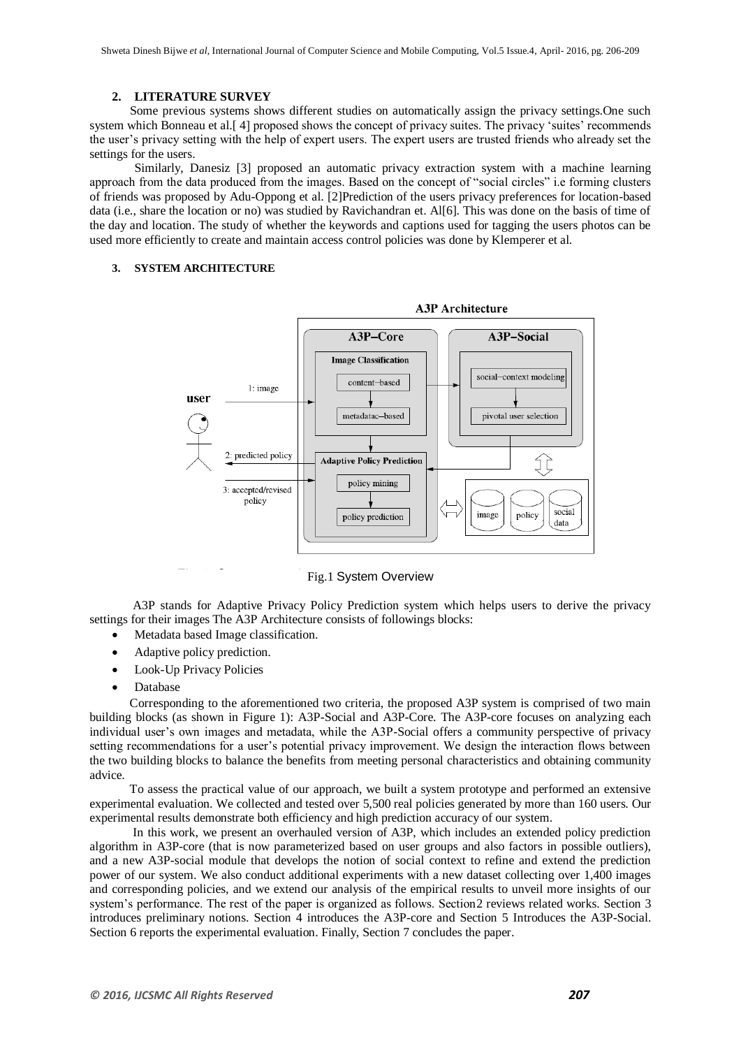## 2. LITERATURE SURVEY

Some previous systems shows different studies on automatically assign the privacy settings.One such system which Bonneau et al.[ 4] proposed shows the concept of privacy suites. The privacy 'suites' recommends the user's privacy setting with the help of expert users. The expert users are trusted friends who already set the settings for the users.

Similarly, Danesiz [3] proposed an automatic privacy extraction system with a machine learning approach from the data produced from the images. Based on the concept of "social circles" i.e forming clusters of friends was proposed by Adu-Oppong et al. [2]Prediction of the users privacy preferences for location-based data (i.e., share the location or no) was studied by Ravichandran et. Al[6]. This was done on the basis of time of the day and location. The study of whether the keywords and captions used for tagging the users photos can be used more efficiently to create and maintain access control policies was done by Klemperer et al.

## 3. SYSTEM ARCHITECTURE

Fig.1 System Overview

A3P stands for Adaptive Privacy Policy Prediction system which helps users to derive the privacy settings for their images The A3P Architecture consists of followings blocks:

- Metadata based Image classification.
- Adaptive policy prediction.
- Look-Up Privacy Policies
- Database

Corresponding to the aforementioned two criteria, the proposed A3P system is comprised of two main building blocks (as shown in Figure 1): A3P-Social and A3P-Core. The A3P-core focuses on analyzing each individual user's own images and metadata, while the A3P-Social offers a community perspective of privacy setting recommendations for a user's potential privacy improvement. We design the interaction flows between the two building blocks to balance the benefits from meeting personal characteristics and obtaining community advice.

To assess the practical value of our approach, we built a system prototype and performed an extensive experimental evaluation. We collected and tested over 5,500 real policies generated by more than 160 users. Our experimental results demonstrate both efficiency and high prediction accuracy of our system.

In this work, we present an overhauled version of A3P, which includes an extended policy prediction algorithm in A3P-core (that is now parameterized based on user groups and also factors in possible outliers), and a new A3P-social module that develops the notion of social context to refine and extend the prediction power of our system. We also conduct additional experiments with a new dataset collecting over 1,400 images and corresponding policies, and we extend our analysis of the empirical results to unveil more insights of our system's performance. The rest of the paper is organized as follows. Section2 reviews related works. Section 3 introduces preliminary notions. Section 4 introduces the A3P-core and Section 5 Introduces the A3P-Social. Section 6 reports the experimental evaluation. Finally, Section 7 concludes the paper.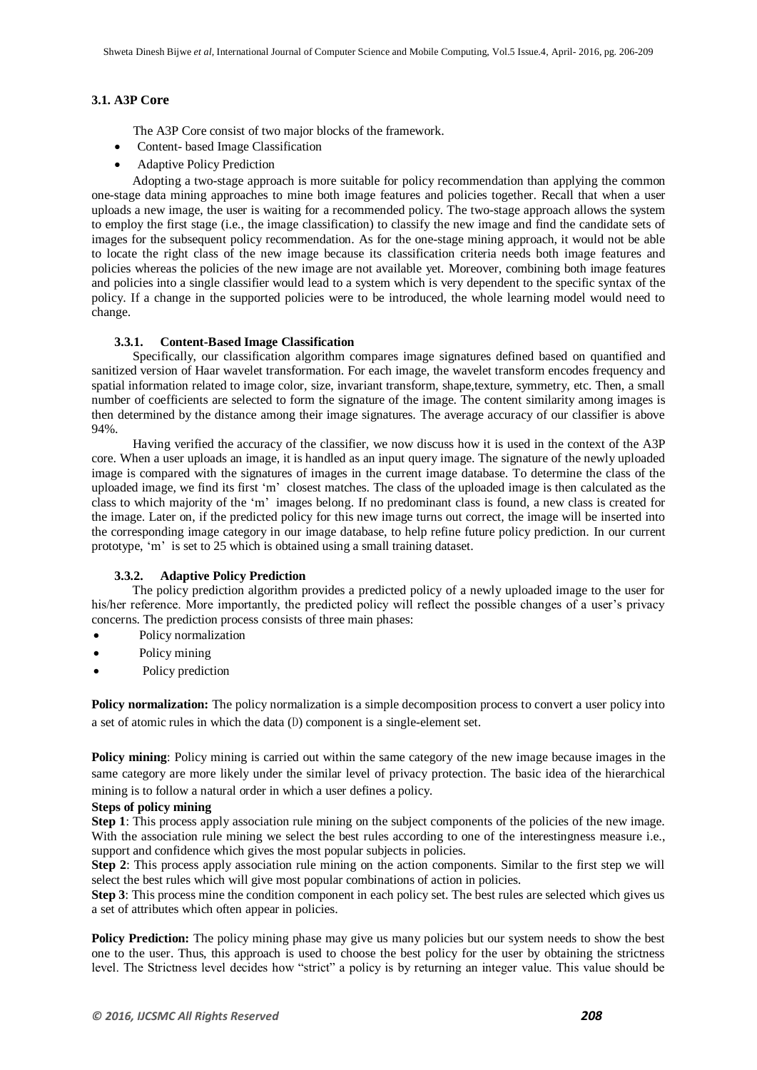### 3.1. A3P Core

The A3P Core consist of two major blocks of the framework.

- Content- based Image Classification
- Adaptive Policy Prediction

Adopting a two-stage approach is more suitable for policy recommendation than applying the common one-stage data mining approaches to mine both image features and policies together. Recall that when a user uploads a new image, the user is waiting for a recommended policy. The two-stage approach allows the system to employ the first stage (i.e., the image classification) to classify the new image and find the candidate sets of images for the subsequent policy recommendation. As for the one-stage mining approach, it would not be able to locate the right class of the new image because its classification criteria needs both image features and policies whereas the policies of the new image are not available yet. Moreover, combining both image features and policies into a single classifier would lead to a system which is very dependent to the specific syntax of the policy. If a change in the supported policies were to be introduced, the whole learning model would need to change.

#### 3.3.1. Content-Based Image Classification

Specifically, our classification algorithm compares image signatures defined based on quantified and sanitized version of Haar wavelet transformation. For each image, the wavelet transform encodes frequency and spatial information related to image color, size, invariant transform, shape,texture, symmetry, etc. Then, a small number of coefficients are selected to form the signature of the image. The content similarity among images is then determined by the distance among their image signatures. The average accuracy of our classifier is above 94%.

Having verified the accuracy of the classifier, we now discuss how it is used in the context of the A3P core. When a user uploads an image, it is handled as an input query image. The signature of the newly uploaded image is compared with the signatures of images in the current image database. To determine the class of the uploaded image, we find its first 'm' closest matches. The class of the uploaded image is then calculated as the class to which majority of the 'm' images belong. If no predominant class is found, a new class is created for the image. Later on, if the predicted policy for this new image turns out correct, the image will be inserted into the corresponding image category in our image database, to help refine future policy prediction. In our current prototype, 'm' is set to 25 which is obtained using a small training dataset.

#### 3.3.2. Adaptive Policy Prediction

The policy prediction algorithm provides a predicted policy of a newly uploaded image to the user for his/her reference. More importantly, the predicted policy will reflect the possible changes of a user's privacy concerns. The prediction process consists of three main phases:

- Policy normalization
- Policy mining
- Policy prediction

**Policy normalization:** The policy normalization is a simple decomposition process to convert a user policy into a set of atomic rules in which the data (D) component is a single-element set.

**Policy mining**: Policy mining is carried out within the same category of the new image because images in the same category are more likely under the similar level of privacy protection. The basic idea of the hierarchical mining is to follow a natural order in which a user defines a policy.

**Steps of policy mining**

**Step 1**: This process apply association rule mining on the subject components of the policies of the new image. With the association rule mining we select the best rules according to one of the interestingness measure i.e., support and confidence which gives the most popular subjects in policies.

**Step 2**: This process apply association rule mining on the action components. Similar to the first step we will select the best rules which will give most popular combinations of action in policies.

**Step 3**: This process mine the condition component in each policy set. The best rules are selected which gives us a set of attributes which often appear in policies.

**Policy Prediction:** The policy mining phase may give us many policies but our system needs to show the best one to the user. Thus, this approach is used to choose the best policy for the user by obtaining the strictness level. The Strictness level decides how "strict" a policy is by returning an integer value. This value should be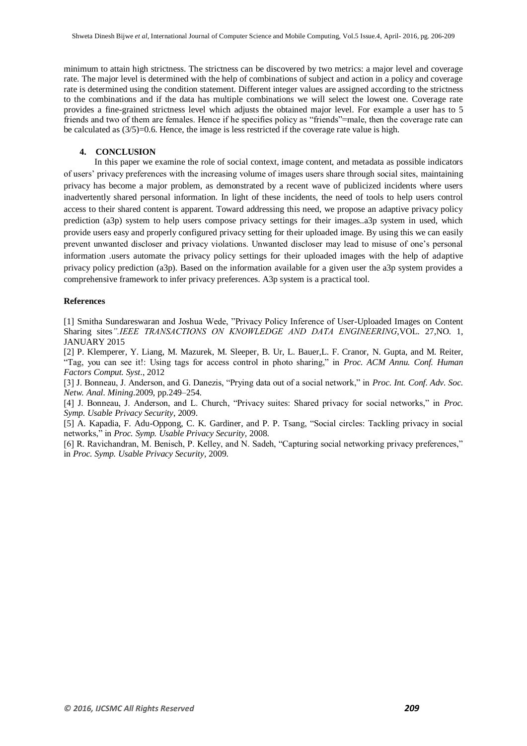minimum to attain high strictness. The strictness can be discovered by two metrics: a major level and coverage rate. The major level is determined with the help of combinations of subject and action in a policy and coverage rate is determined using the condition statement. Different integer values are assigned according to the strictness to the combinations and if the data has multiple combinations we will select the lowest one. Coverage rate provides a fine-grained strictness level which adjusts the obtained major level. For example a user has to 5 friends and two of them are females. Hence if he specifies policy as "friends"=male, then the coverage rate can be calculated as (3/5)=0.6. Hence, the image is less restricted if the coverage rate value is high.

## 4. CONCLUSION

In this paper we examine the role of social context, image content, and metadata as possible indicators of users' privacy preferences with the increasing volume of images users share through social sites, maintaining privacy has become a major problem, as demonstrated by a recent wave of publicized incidents where users inadvertently shared personal information. In light of these incidents, the need of tools to help users control access to their shared content is apparent. Toward addressing this need, we propose an adaptive privacy policy prediction (a3p) system to help users compose privacy settings for their images..a3p system in used, which provide users easy and properly configured privacy setting for their uploaded image. By using this we can easily prevent unwanted discloser and privacy violations. Unwanted discloser may lead to misuse of one's personal information .users automate the privacy policy settings for their uploaded images with the help of adaptive privacy policy prediction (a3p). Based on the information available for a given user the a3p system provides a comprehensive framework to infer privacy preferences. A3p system is a practical tool.

**References**

[1] Smitha Sundareswaran and Joshua Wede, "Privacy Policy Inference of User-Uploaded Images on Content Sharing sites*".IEEE TRANSACTIONS ON KNOWLEDGE AND DATA ENGINEERING*,VOL. 27,NO. 1, JANUARY 2015

[2] P. Klemperer, Y. Liang, M. Mazurek, M. Sleeper, B. Ur, L. Bauer,L. F. Cranor, N. Gupta, and M. Reiter, "Tag, you can see it!: Using tags for access control in photo sharing," in *Proc. ACM Annu. Conf. Human Factors Comput. Syst.*, 2012

[3] J. Bonneau, J. Anderson, and G. Danezis, "Prying data out of a social network," in *Proc. Int. Conf. Adv. Soc. Netw. Anal. Mining*.2009, pp.249–254.

[4] J. Bonneau, J. Anderson, and L. Church, "Privacy suites: Shared privacy for social networks," in *Proc. Symp. Usable Privacy Security*, 2009.

[5] A. Kapadia, F. Adu-Oppong, C. K. Gardiner, and P. P. Tsang, "Social circles: Tackling privacy in social networks," in *Proc. Symp. Usable Privacy Security*, 2008.

[6] R. Ravichandran, M. Benisch, P. Kelley, and N. Sadeh, "Capturing social networking privacy preferences," in *Proc. Symp. Usable Privacy Security*, 2009.